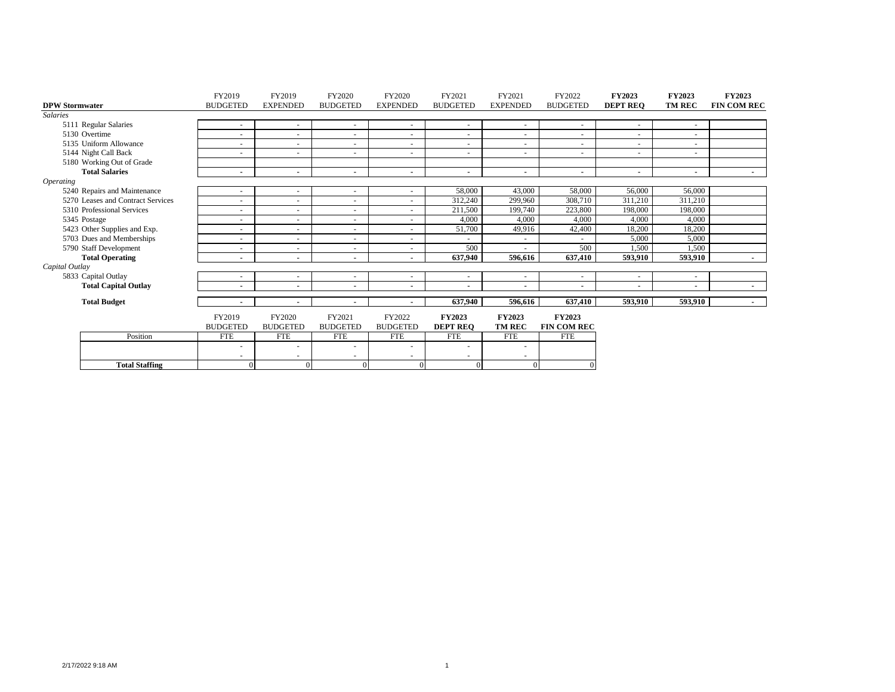| DPW Stormwater | FY2019 BUDGETED | FY2019 EXPENDED | FY2020 BUDGETED | FY2020 EXPENDED | FY2021 BUDGETED | FY2021 EXPENDED | FY2022 BUDGETED | **FY2023 DEPT REQ** | **FY2023 TM REC** | **FY2023 FIN COM REC** |
|---|---|---|---|---|---|---|---|---|---|---|
| *Salaries* | | | | | | | | | | |
| 5111 Regular Salaries | - | - | - | - | - | - | - | - | - | |
| 5130 Overtime | - | - | - | - | - | - | - | - | - | |
| 5135 Uniform Allowance | - | - | - | - | - | - | - | - | - | |
| 5144 Night Call Back | - | - | - | - | - | - | - | - | - | |
| 5180 Working Out of Grade | | | | | | | | | | |
| **Total Salaries** | **-** | **-** | **-** | **-** | **-** | **-** | **-** | **-** | **-** | **-** |
| *Operating* | | | | | | | | | | |
| 5240 Repairs and Maintenance | - | - | - | - | 58,000 | 43,000 | 58,000 | 56,000 | 56,000 | |
| 5270 Leases and Contract Services | - | - | - | - | 312,240 | 299,960 | 308,710 | 311,210 | 311,210 | |
| 5310 Professional Services | - | - | - | - | 211,500 | 199,740 | 223,800 | 198,000 | 198,000 | |
| 5345 Postage | - | - | - | - | 4,000 | 4,000 | 4,000 | 4,000 | 4,000 | |
| 5423 Other Supplies and Exp. | - | - | - | - | 51,700 | 49,916 | 42,400 | 18,200 | 18,200 | |
| 5703 Dues and Memberships | - | - | - | - | - | - | - | 5,000 | 5,000 | |
| 5790 Staff Development | - | - | - | - | 500 | - | 500 | 1,500 | 1,500 | |
| **Total Operating** | **-** | **-** | **-** | **-** | **637,940** | **596,616** | **637,410** | **593,910** | **593,910** | **-** |
| *Capital Outlay* | | | | | | | | | | |
| 5833 Capital Outlay | - | - | - | - | - | - | - | - | - | |
| **Total Capital Outlay** | **-** | **-** | **-** | **-** | **-** | **-** | **-** | **-** | **-** | **-** |
| **Total Budget** | **-** | **-** | **-** | **-** | **637,940** | **596,616** | **637,410** | **593,910** | **593,910** | **-** |

| Position | FY2019 BUDGETED FTE | FY2020 BUDGETED FTE | FY2021 BUDGETED FTE | FY2022 BUDGETED FTE | **FY2023 DEPT REQ** FTE | **FY2023 TM REC** FTE | **FY2023 FIN COM REC** FTE |
|---|---|---|---|---|---|---|---|
| | - | - | - | - | - | - | |
| | - | - | - | - | - | - | |
| **Total Staffing** | 0 | 0 | 0 | 0 | 0 | 0 | 0 |

2/17/2022 9:18 AM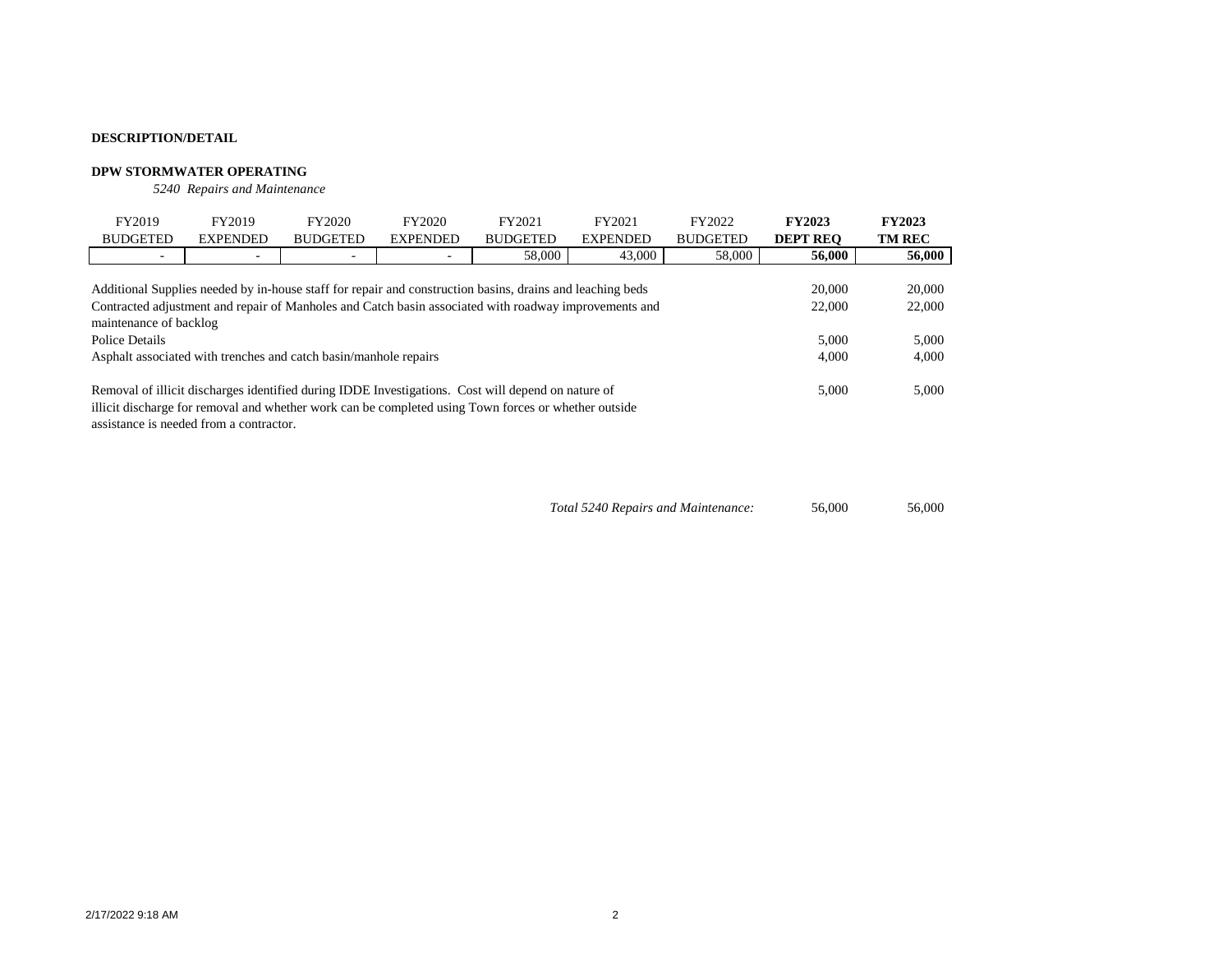**DESCRIPTION/DETAIL**

**DPW STORMWATER OPERATING**

*5240 Repairs and Maintenance*

| FY2019 BUDGETED | FY2019 EXPENDED | FY2020 BUDGETED | FY2020 EXPENDED | FY2021 BUDGETED | FY2021 EXPENDED | FY2022 BUDGETED | **FY2023 DEPT REQ** | **FY2023 TM REC** |
|---|---|---|---|---|---|---|---|---|
| - | - | - | - | 58,000 | 43,000 | 58,000 | **56,000** | **56,000** |

| Description | FY2023 DEPT REQ | FY2023 TM REC |
|---|---|---|
| Additional Supplies needed by in-house staff for repair and construction basins, drains and leaching beds | 20,000 | 20,000 |
| Contracted adjustment and repair of Manholes and Catch basin associated with roadway improvements and maintenance of backlog | 22,000 | 22,000 |
| Police Details | 5,000 | 5,000 |
| Asphalt associated with trenches and catch basin/manhole repairs | 4,000 | 4,000 |
| Removal of illicit discharges identified during IDDE Investigations. Cost will depend on nature of illicit discharge for removal and whether work can be completed using Town forces or whether outside assistance is needed from a contractor. | 5,000 | 5,000 |
| *Total 5240 Repairs and Maintenance:* | 56,000 | 56,000 |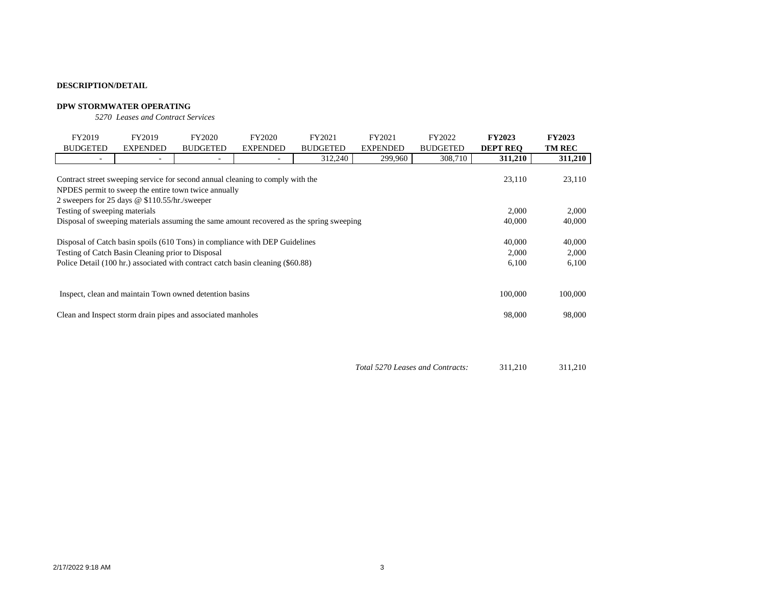**DESCRIPTION/DETAIL**

**DPW STORMWATER OPERATING**

*5270 Leases and Contract Services*

| FY2019 BUDGETED | FY2019 EXPENDED | FY2020 BUDGETED | FY2020 EXPENDED | FY2021 BUDGETED | FY2021 EXPENDED | FY2022 BUDGETED | **FY2023 DEPT REQ** | **FY2023 TM REC** |
|---|---|---|---|---|---|---|---|---|
| - | - | - | - | 312,240 | 299,960 | 308,710 | **311,210** | **311,210** |

| Description | FY2023 DEPT REQ | FY2023 TM REC |
|---|---|---|
| Contract street sweeping service for second annual cleaning to comply with the NPDES permit to sweep the entire town twice annually 2 sweepers for 25 days @ $110.55/hr./sweeper | 23,110 | 23,110 |
| Testing of sweeping materials | 2,000 | 2,000 |
| Disposal of sweeping materials assuming the same amount recovered as the spring sweeping | 40,000 | 40,000 |
| Disposal of Catch basin spoils (610 Tons) in compliance with DEP Guidelines | 40,000 | 40,000 |
| Testing of Catch Basin Cleaning prior to Disposal | 2,000 | 2,000 |
| Police Detail (100 hr.) associated with contract catch basin cleaning ($60.88) | 6,100 | 6,100 |
| Inspect, clean and maintain Town owned detention basins | 100,000 | 100,000 |
| Clean and Inspect storm drain pipes and associated manholes | 98,000 | 98,000 |
| *Total 5270 Leases and Contracts:* | 311,210 | 311,210 |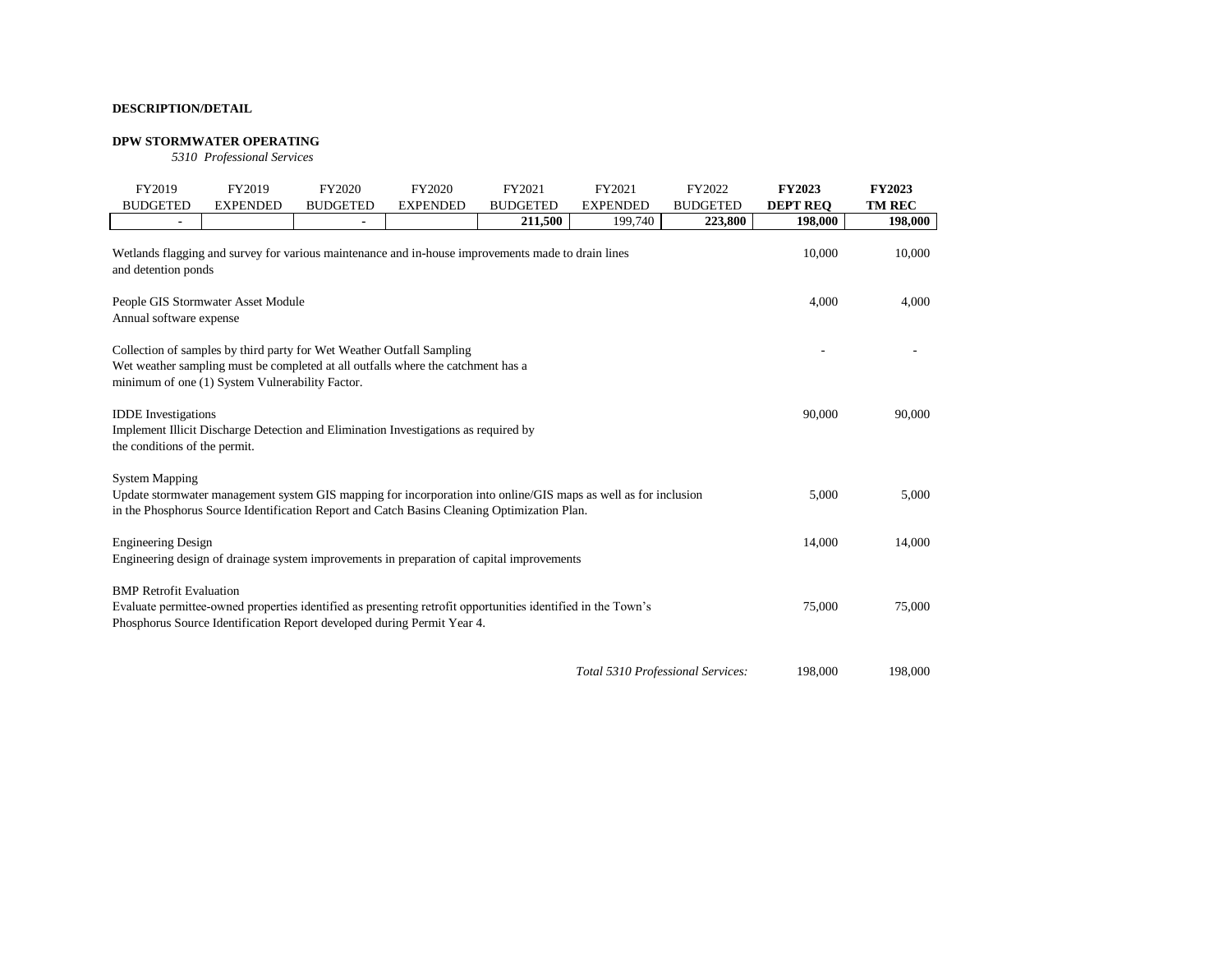**DESCRIPTION/DETAIL**

**DPW STORMWATER OPERATING**

*5310 Professional Services*

| FY2019 BUDGETED | FY2019 EXPENDED | FY2020 BUDGETED | FY2020 EXPENDED | FY2021 BUDGETED | FY2021 EXPENDED | FY2022 BUDGETED | **FY2023 DEPT REQ** | **FY2023 TM REC** |
|---|---|---|---|---|---|---|---|---|
| - | | - | | **211,500** | 199,740 | **223,800** | **198,000** | **198,000** |

| Description | FY2023 DEPT REQ | FY2023 TM REC |
|---|---|---|
| Wetlands flagging and survey for various maintenance and in-house improvements made to drain lines and detention ponds | 10,000 | 10,000 |
| People GIS Stormwater Asset Module<br>Annual software expense | 4,000 | 4,000 |
| Collection of samples by third party for Wet Weather Outfall Sampling<br>Wet weather sampling must be completed at all outfalls where the catchment has a minimum of one (1) System Vulnerability Factor. | - | - |
| IDDE Investigations<br>Implement Illicit Discharge Detection and Elimination Investigations as required by the conditions of the permit. | 90,000 | 90,000 |
| System Mapping<br>Update stormwater management system GIS mapping for incorporation into online/GIS maps as well as for inclusion in the Phosphorus Source Identification Report and Catch Basins Cleaning Optimization Plan. | 5,000 | 5,000 |
| Engineering Design<br>Engineering design of drainage system improvements in preparation of capital improvements | 14,000 | 14,000 |
| BMP Retrofit Evaluation<br>Evaluate permittee-owned properties identified as presenting retrofit opportunities identified in the Town's Phosphorus Source Identification Report developed during Permit Year 4. | 75,000 | 75,000 |
| *Total 5310 Professional Services:* | 198,000 | 198,000 |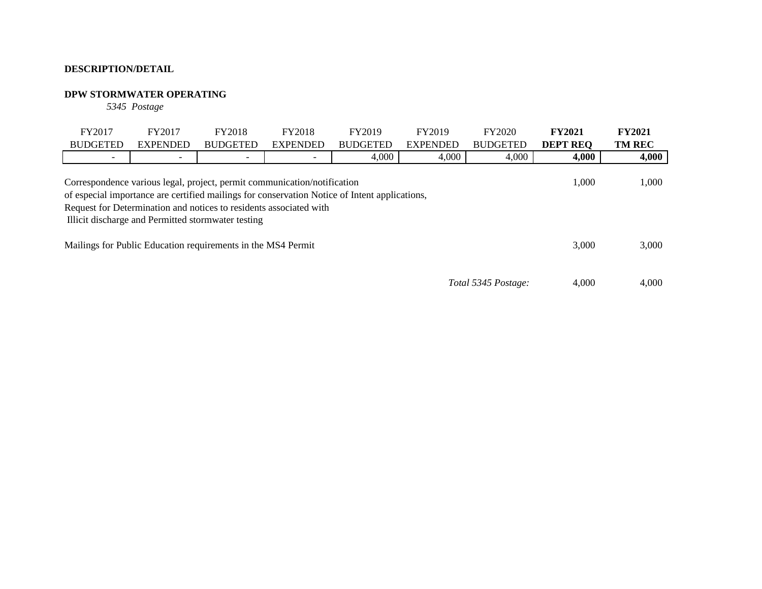**DESCRIPTION/DETAIL**

**DPW STORMWATER OPERATING**

*5345 Postage*

| FY2017 BUDGETED | FY2017 EXPENDED | FY2018 BUDGETED | FY2018 EXPENDED | FY2019 BUDGETED | FY2019 EXPENDED | FY2020 BUDGETED | **FY2021 DEPT REQ** | **FY2021 TM REC** |
|---|---|---|---|---|---|---|---|---|
| - | - | - | - | 4,000 | 4,000 | 4,000 | **4,000** | **4,000** |

| Description | FY2021 DEPT REQ | FY2021 TM REC |
|---|---|---|
| Correspondence various legal, project, permit communication/notification of especial importance are certified mailings for conservation Notice of Intent applications, Request for Determination and notices to residents associated with Illicit discharge and Permitted stormwater testing | 1,000 | 1,000 |
| Mailings for Public Education requirements in the MS4 Permit | 3,000 | 3,000 |
| *Total 5345 Postage:* | 4,000 | 4,000 |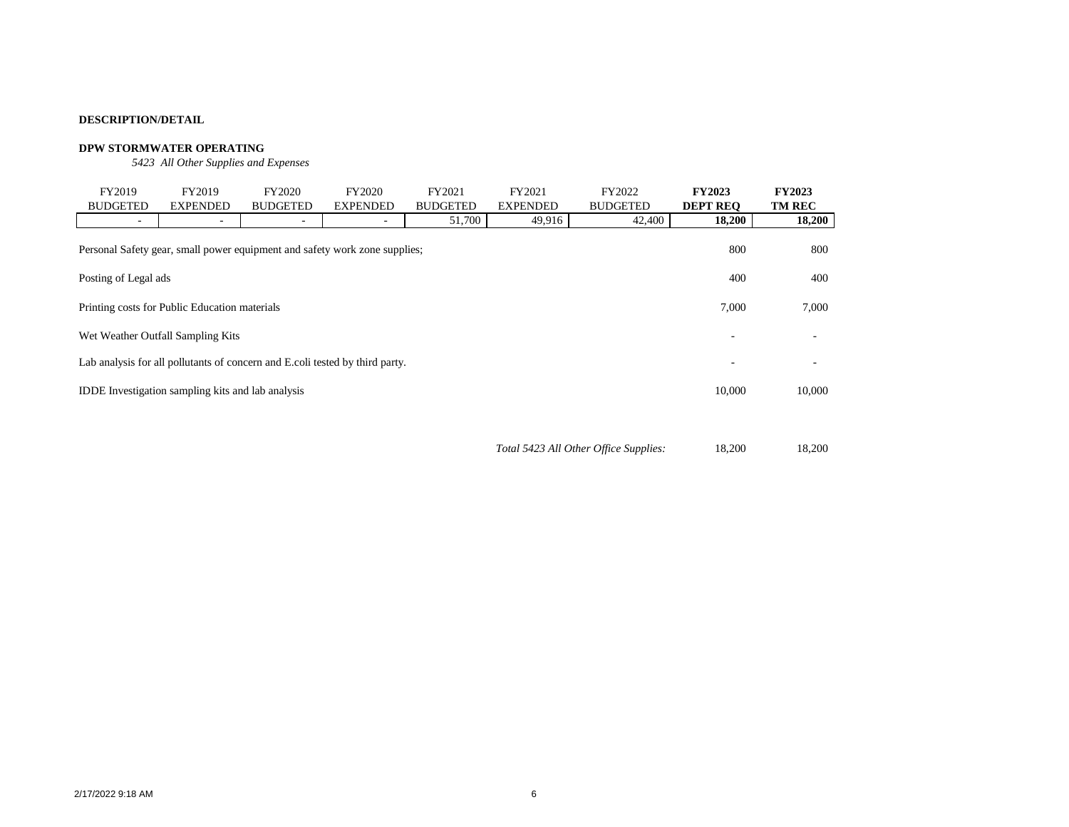**DESCRIPTION/DETAIL**

**DPW STORMWATER OPERATING**

*5423 All Other Supplies and Expenses*

| FY2019 BUDGETED | FY2019 EXPENDED | FY2020 BUDGETED | FY2020 EXPENDED | FY2021 BUDGETED | FY2021 EXPENDED | FY2022 BUDGETED | **FY2023 DEPT REQ** | **FY2023 TM REC** |
|---|---|---|---|---|---|---|---|---|
| - | - | - | - | 51,700 | 49,916 | 42,400 | **18,200** | **18,200** |

| Description | FY2023 DEPT REQ | FY2023 TM REC |
|---|---|---|
| Personal Safety gear, small power equipment and safety work zone supplies; | 800 | 800 |
| Posting of Legal ads | 400 | 400 |
| Printing costs for Public Education materials | 7,000 | 7,000 |
| Wet Weather Outfall Sampling Kits | - | - |
| Lab analysis for all pollutants of concern and E.coli tested by third party. | - | - |
| IDDE Investigation sampling kits and lab analysis | 10,000 | 10,000 |
| *Total 5423 All Other Office Supplies:* | 18,200 | 18,200 |

2/17/2022 9:18 AM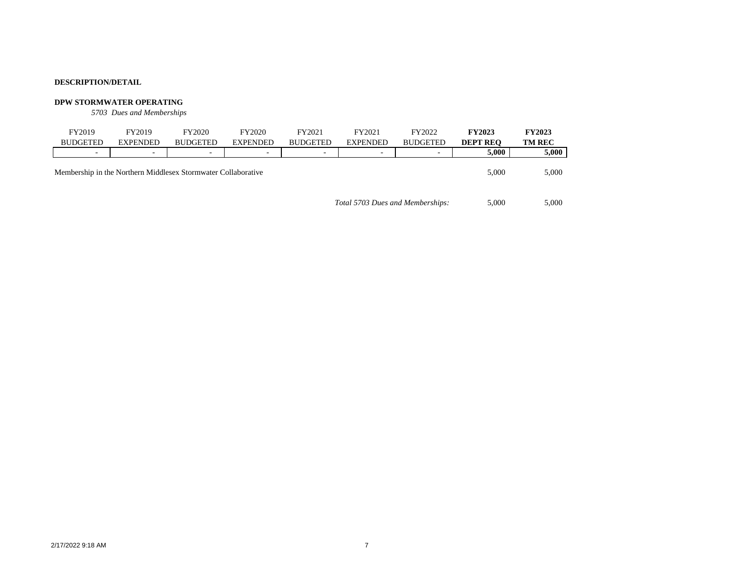**DESCRIPTION/DETAIL**

**DPW STORMWATER OPERATING**

*5703 Dues and Memberships*

| FY2019 BUDGETED | FY2019 EXPENDED | FY2020 BUDGETED | FY2020 EXPENDED | FY2021 BUDGETED | FY2021 EXPENDED | FY2022 BUDGETED | **FY2023 DEPT REQ** | **FY2023 TM REC** |
|---|---|---|---|---|---|---|---|---|
| - | - | - | - | - | - | - | **5,000** | **5,000** |

| | FY2023 DEPT REQ | FY2023 TM REC |
|---|---|---|
| Membership in the Northern Middlesex Stormwater Collaborative | 5,000 | 5,000 |
| *Total 5703 Dues and Memberships:* | 5,000 | 5,000 |

2/17/2022 9:18 AM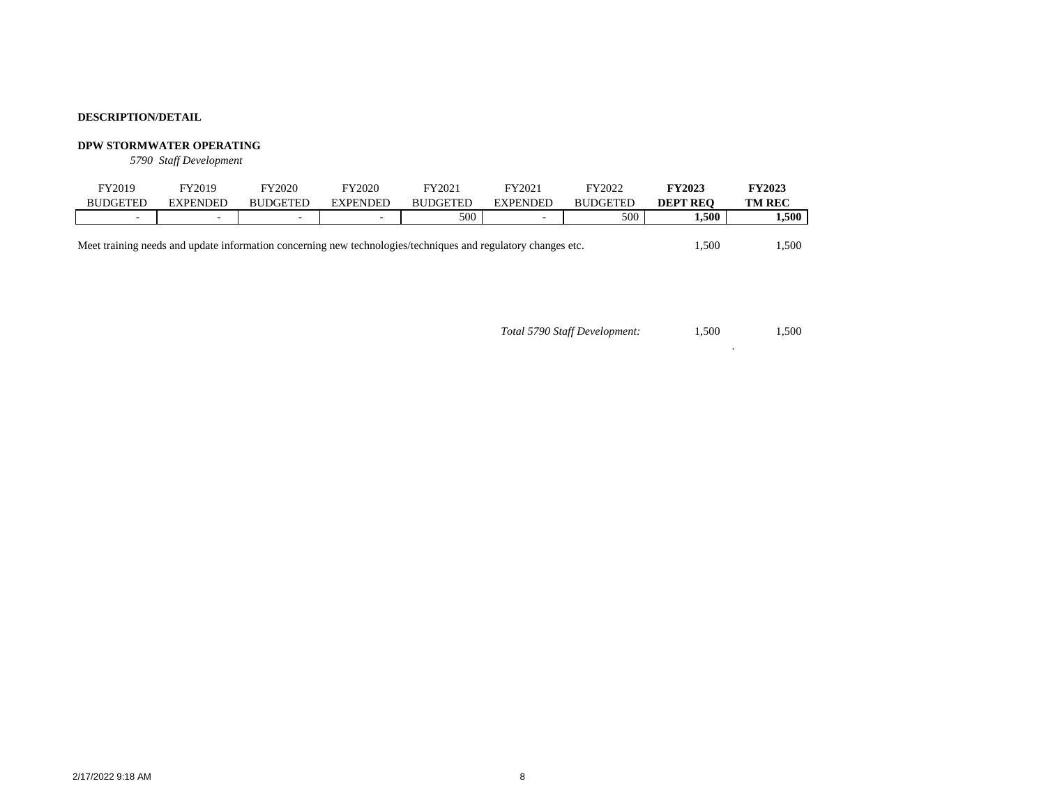**DESCRIPTION/DETAIL**

**DPW STORMWATER OPERATING**

*5790 Staff Development*

| FY2019 BUDGETED | FY2019 EXPENDED | FY2020 BUDGETED | FY2020 EXPENDED | FY2021 BUDGETED | FY2021 EXPENDED | FY2022 BUDGETED | **FY2023 DEPT REQ** | **FY2023 TM REC** |
|---|---|---|---|---|---|---|---|---|
| - | - | - | - | 500 | - | 500 | **1,500** | **1,500** |

| Description | | DEPT REQ | TM REC |
|---|---|---|---|
| Meet training needs and update information concerning new technologies/techniques and regulatory changes etc. | | 1,500 | 1,500 |
| | *Total 5790 Staff Development:* | 1,500 | 1,500 |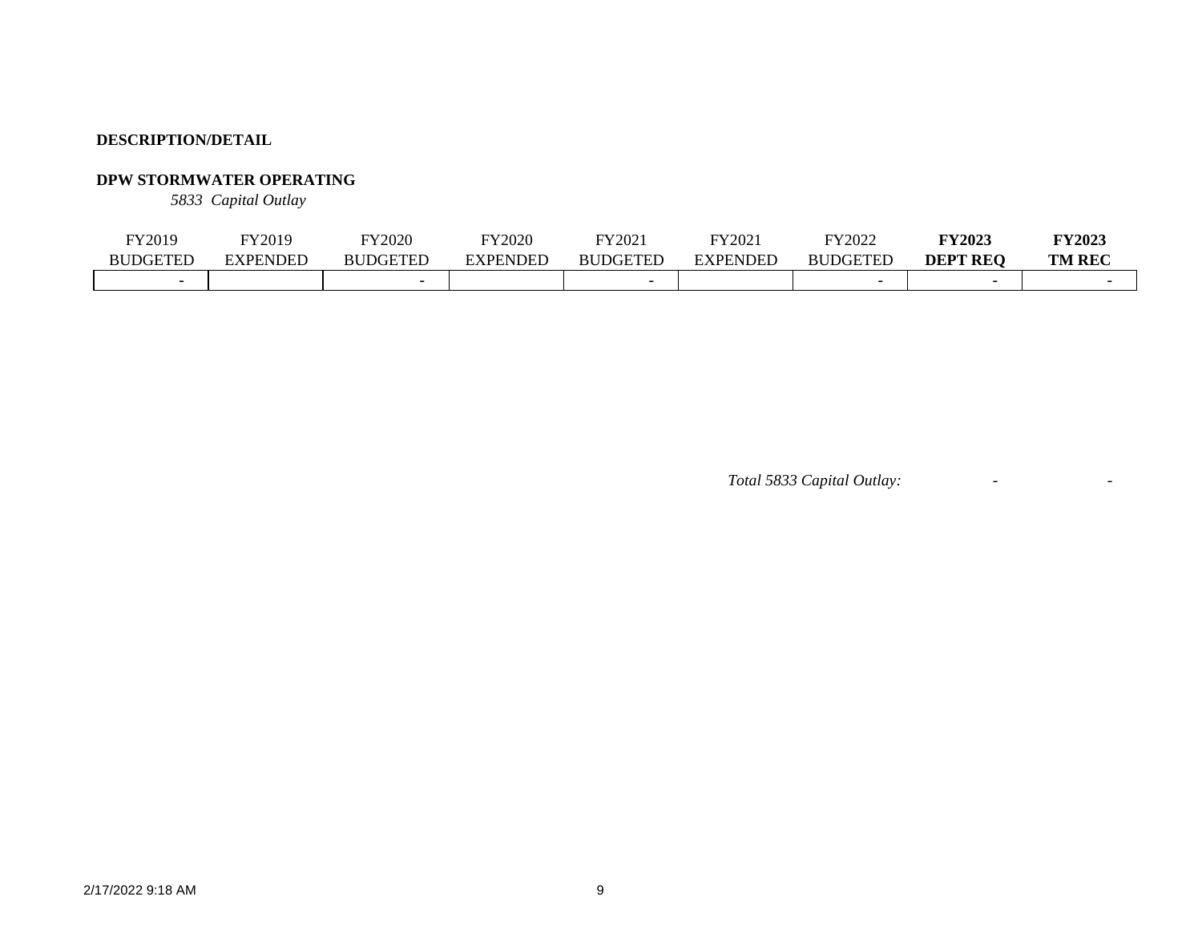**DESCRIPTION/DETAIL**

**DPW STORMWATER OPERATING**

*5833 Capital Outlay*

| FY2019 BUDGETED | FY2019 EXPENDED | FY2020 BUDGETED | FY2020 EXPENDED | FY2021 BUDGETED | FY2021 EXPENDED | FY2022 BUDGETED | **FY2023 DEPT REQ** | **FY2023 TM REC** |
|---|---|---|---|---|---|---|---|---|
| - | | - | | - | | - | - | - |

*Total 5833 Capital Outlay:* - -